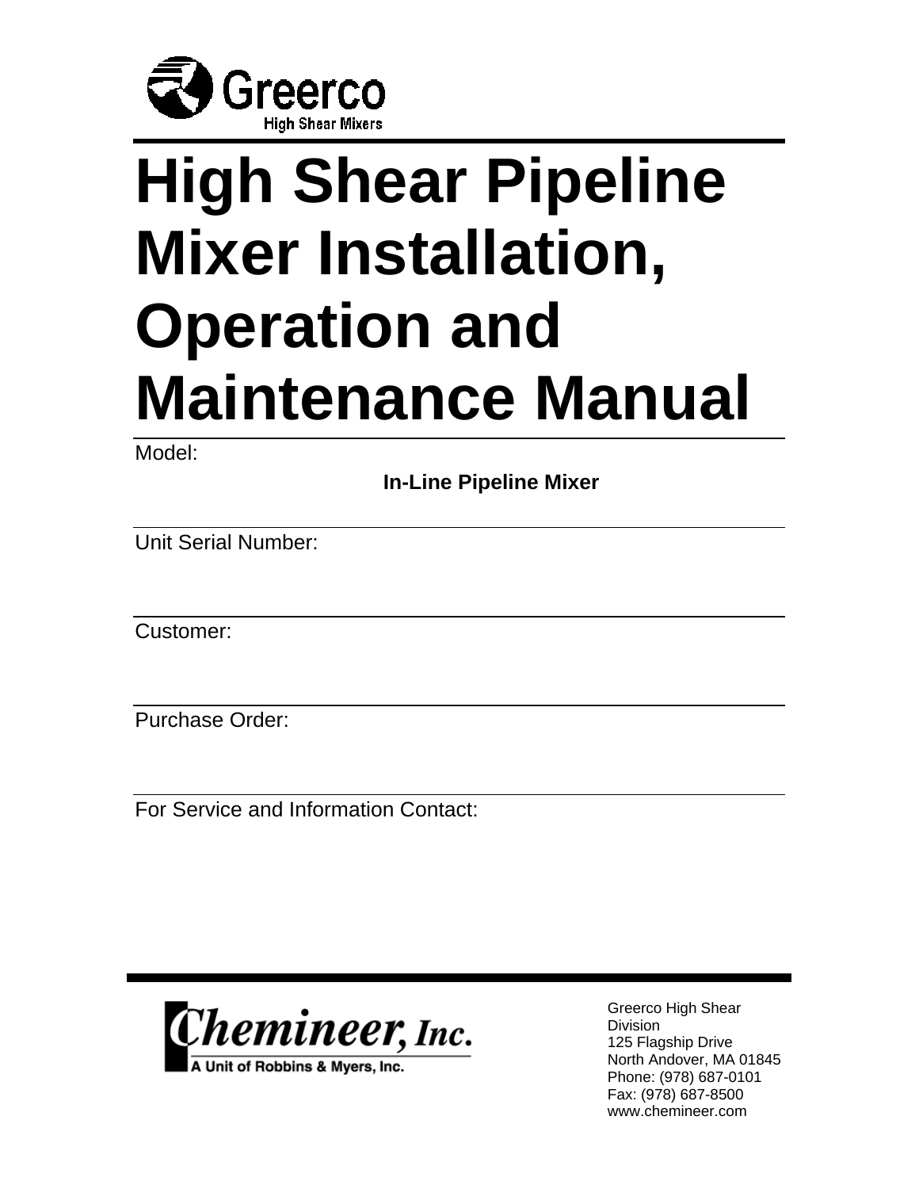Greerco
High Shear Mixers

# High Shear Pipeline Mixer Installation, Operation and Maintenance Manual

Model:

**In-Line Pipeline Mixer**

Unit Serial Number:

Customer:

Purchase Order:

For Service and Information Contact:

Chemineer, Inc.
A Unit of Robbins & Myers, Inc.

Greerco High Shear Division
125 Flagship Drive
North Andover, MA 01845
Phone: (978) 687-0101
Fax: (978) 687-8500
www.chemineer.com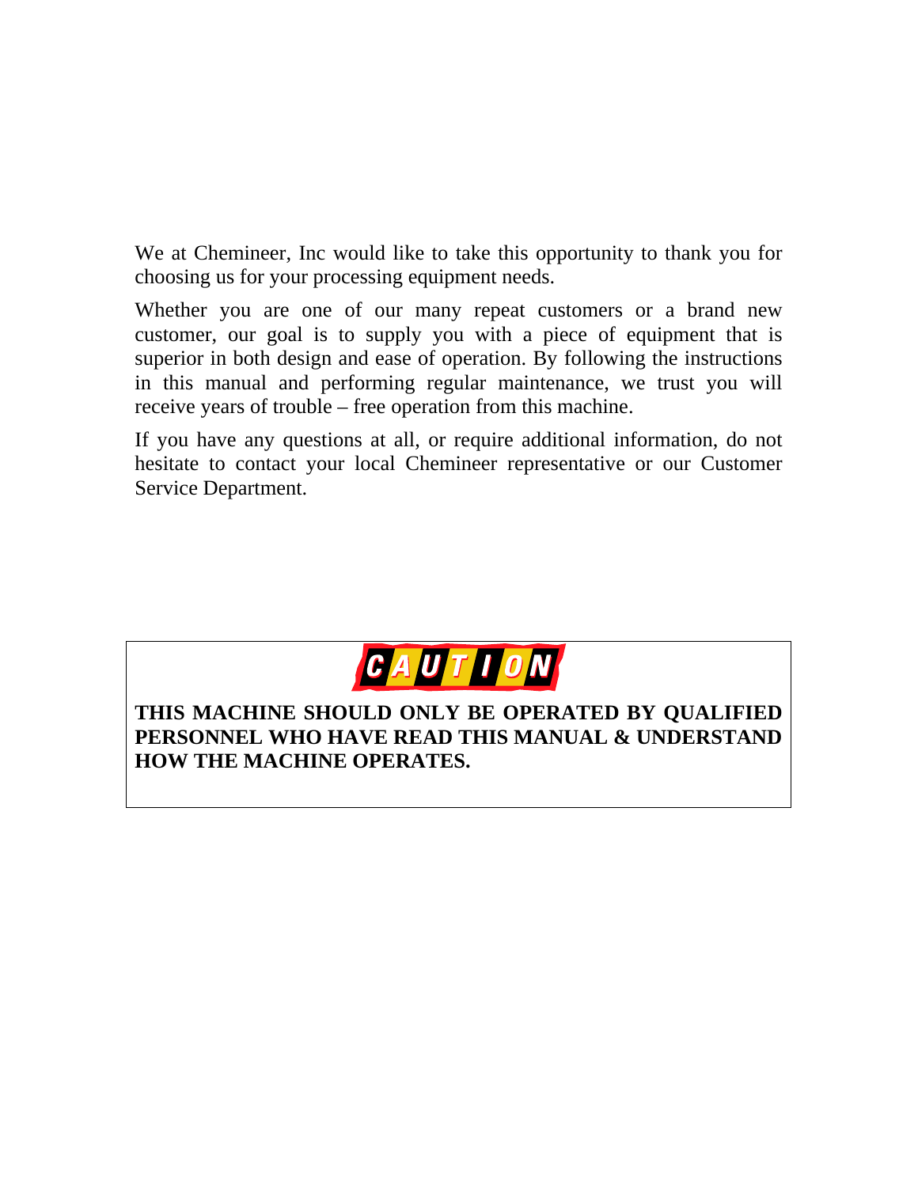We at Chemineer, Inc would like to take this opportunity to thank you for choosing us for your processing equipment needs.

Whether you are one of our many repeat customers or a brand new customer, our goal is to supply you with a piece of equipment that is superior in both design and ease of operation. By following the instructions in this manual and performing regular maintenance, we trust you will receive years of trouble – free operation from this machine.

If you have any questions at all, or require additional information, do not hesitate to contact your local Chemineer representative or our Customer Service Department.

**CAUTION**

**THIS MACHINE SHOULD ONLY BE OPERATED BY QUALIFIED PERSONNEL WHO HAVE READ THIS MANUAL & UNDERSTAND HOW THE MACHINE OPERATES.**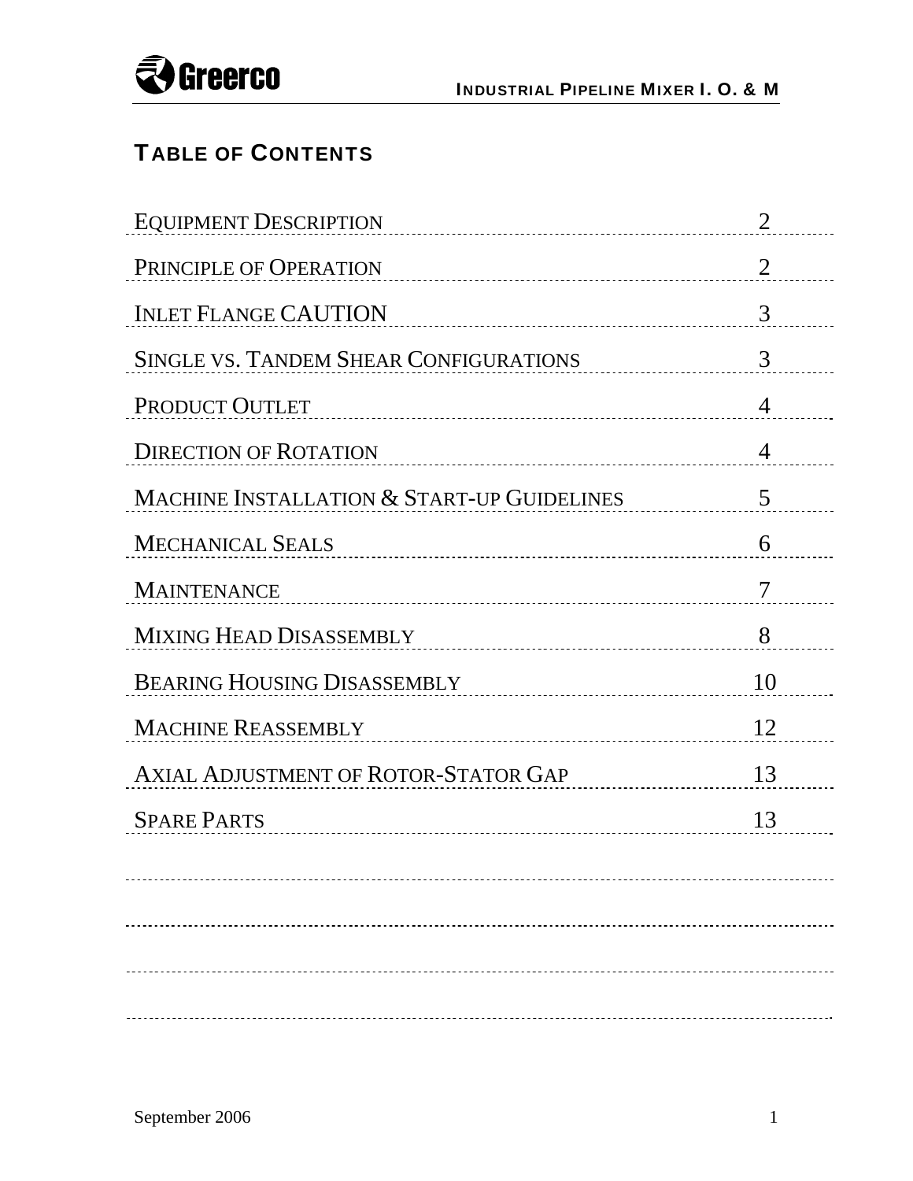## TABLE OF CONTENTS

| | |
|---|---|
| EQUIPMENT DESCRIPTION | 2 |
| PRINCIPLE OF OPERATION | 2 |
| INLET FLANGE CAUTION | 3 |
| SINGLE VS. TANDEM SHEAR CONFIGURATIONS | 3 |
| PRODUCT OUTLET | 4 |
| DIRECTION OF ROTATION | 4 |
| MACHINE INSTALLATION & START-UP GUIDELINES | 5 |
| MECHANICAL SEALS | 6 |
| MAINTENANCE | 7 |
| MIXING HEAD DISASSEMBLY | 8 |
| BEARING HOUSING DISASSEMBLY | 10 |
| MACHINE REASSEMBLY | 12 |
| AXIAL ADJUSTMENT OF ROTOR-STATOR GAP | 13 |
| SPARE PARTS | 13 |

September 2006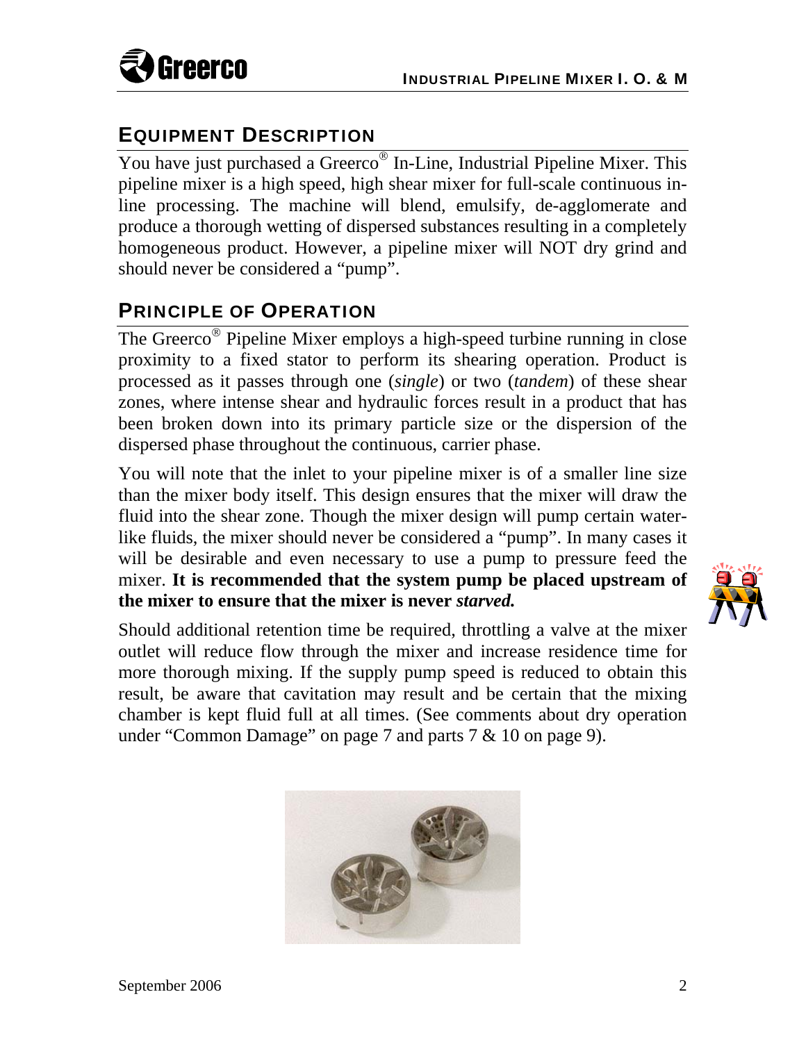## EQUIPMENT DESCRIPTION

You have just purchased a Greerco® In-Line, Industrial Pipeline Mixer. This pipeline mixer is a high speed, high shear mixer for full-scale continuous in-line processing. The machine will blend, emulsify, de-agglomerate and produce a thorough wetting of dispersed substances resulting in a completely homogeneous product. However, a pipeline mixer will NOT dry grind and should never be considered a "pump".

## PRINCIPLE OF OPERATION

The Greerco® Pipeline Mixer employs a high-speed turbine running in close proximity to a fixed stator to perform its shearing operation. Product is processed as it passes through one (*single*) or two (*tandem*) of these shear zones, where intense shear and hydraulic forces result in a product that has been broken down into its primary particle size or the dispersion of the dispersed phase throughout the continuous, carrier phase.

You will note that the inlet to your pipeline mixer is of a smaller line size than the mixer body itself. This design ensures that the mixer will draw the fluid into the shear zone. Though the mixer design will pump certain water-like fluids, the mixer should never be considered a "pump". In many cases it will be desirable and even necessary to use a pump to pressure feed the mixer. **It is recommended that the system pump be placed upstream of the mixer to ensure that the mixer is never *starved.***

Should additional retention time be required, throttling a valve at the mixer outlet will reduce flow through the mixer and increase residence time for more thorough mixing. If the supply pump speed is reduced to obtain this result, be aware that cavitation may result and be certain that the mixing chamber is kept fluid full at all times. (See comments about dry operation under "Common Damage" on page 7 and parts 7 & 10 on page 9).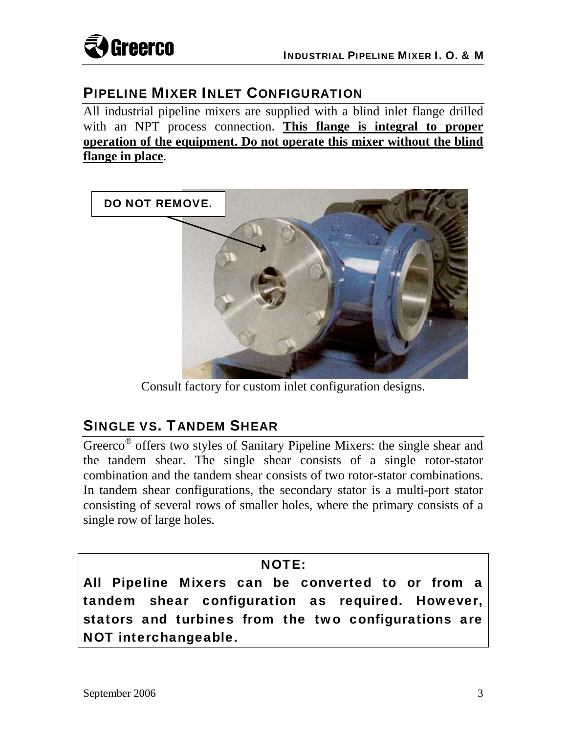## PIPELINE MIXER INLET CONFIGURATION

All industrial pipeline mixers are supplied with a blind inlet flange drilled with an NPT process connection. **This flange is integral to proper operation of the equipment. Do not operate this mixer without the blind flange in place**.

DO NOT REMOVE.

Consult factory for custom inlet configuration designs.

## SINGLE VS. TANDEM SHEAR

Greerco® offers two styles of Sanitary Pipeline Mixers: the single shear and the tandem shear. The single shear consists of a single rotor-stator combination and the tandem shear consists of two rotor-stator combinations. In tandem shear configurations, the secondary stator is a multi-port stator consisting of several rows of smaller holes, where the primary consists of a single row of large holes.

**NOTE:**

**All Pipeline Mixers can be converted to or from a tandem shear configuration as required. However, stators and turbines from the two configurations are NOT interchangeable.**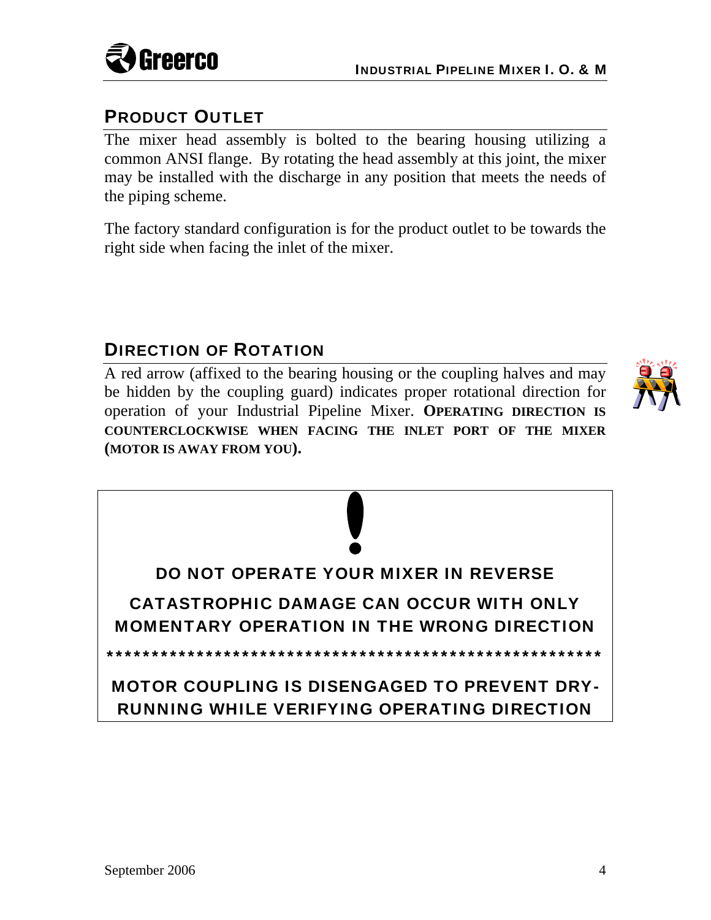## PRODUCT OUTLET

The mixer head assembly is bolted to the bearing housing utilizing a common ANSI flange. By rotating the head assembly at this joint, the mixer may be installed with the discharge in any position that meets the needs of the piping scheme.

The factory standard configuration is for the product outlet to be towards the right side when facing the inlet of the mixer.

## DIRECTION OF ROTATION

A red arrow (affixed to the bearing housing or the coupling halves and may be hidden by the coupling guard) indicates proper rotational direction for operation of your Industrial Pipeline Mixer. **OPERATING DIRECTION IS COUNTERCLOCKWISE WHEN FACING THE INLET PORT OF THE MIXER (MOTOR IS AWAY FROM YOU).**

**!**

**DO NOT OPERATE YOUR MIXER IN REVERSE**

**CATASTROPHIC DAMAGE CAN OCCUR WITH ONLY MOMENTARY OPERATION IN THE WRONG DIRECTION**

**********************************************************

**MOTOR COUPLING IS DISENGAGED TO PREVENT DRY-RUNNING WHILE VERIFYING OPERATING DIRECTION**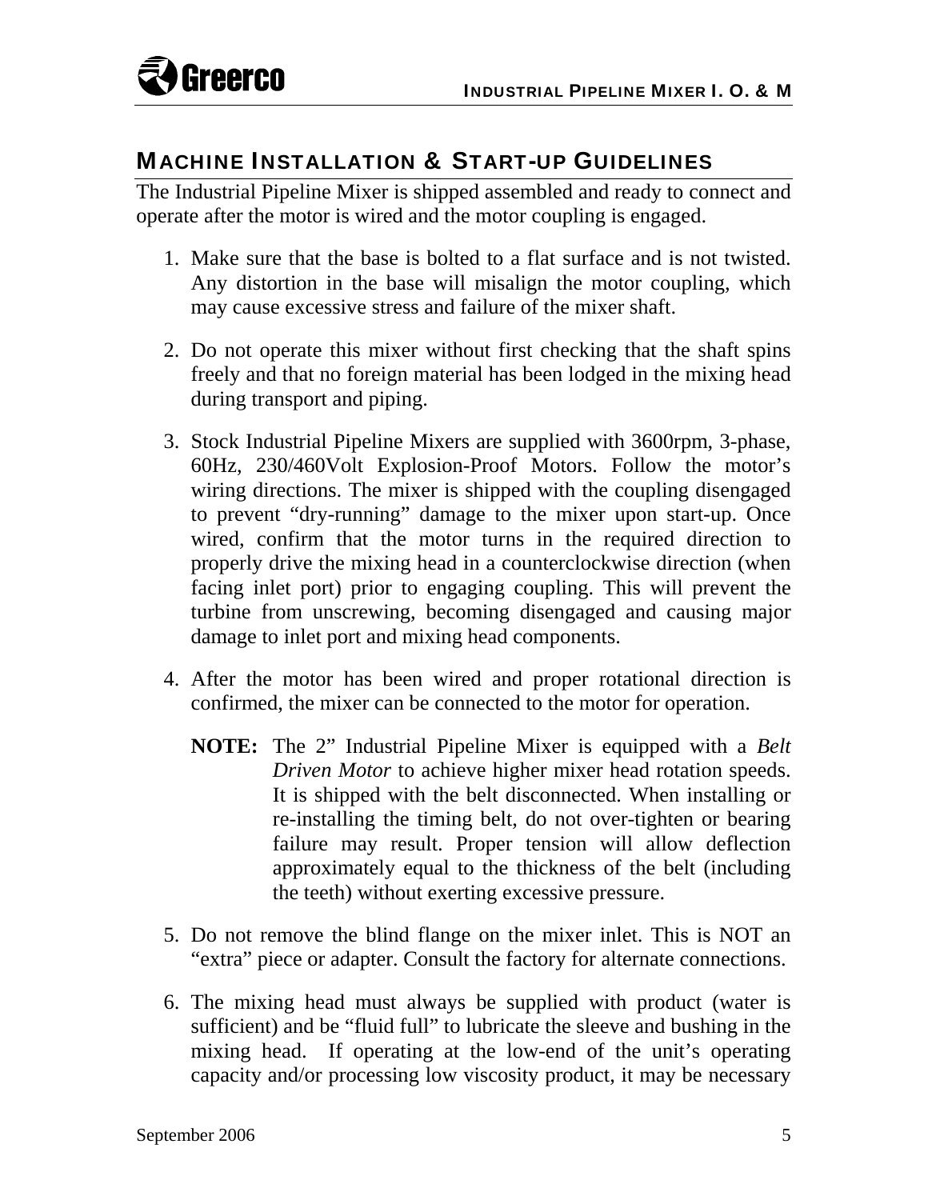## MACHINE INSTALLATION & START-UP GUIDELINES

The Industrial Pipeline Mixer is shipped assembled and ready to connect and operate after the motor is wired and the motor coupling is engaged.

1. Make sure that the base is bolted to a flat surface and is not twisted. Any distortion in the base will misalign the motor coupling, which may cause excessive stress and failure of the mixer shaft.

2. Do not operate this mixer without first checking that the shaft spins freely and that no foreign material has been lodged in the mixing head during transport and piping.

3. Stock Industrial Pipeline Mixers are supplied with 3600rpm, 3-phase, 60Hz, 230/460Volt Explosion-Proof Motors. Follow the motor's wiring directions. The mixer is shipped with the coupling disengaged to prevent "dry-running" damage to the mixer upon start-up. Once wired, confirm that the motor turns in the required direction to properly drive the mixing head in a counterclockwise direction (when facing inlet port) prior to engaging coupling. This will prevent the turbine from unscrewing, becoming disengaged and causing major damage to inlet port and mixing head components.

4. After the motor has been wired and proper rotational direction is confirmed, the mixer can be connected to the motor for operation.

   **NOTE:** The 2" Industrial Pipeline Mixer is equipped with a *Belt Driven Motor* to achieve higher mixer head rotation speeds. It is shipped with the belt disconnected. When installing or re-installing the timing belt, do not over-tighten or bearing failure may result. Proper tension will allow deflection approximately equal to the thickness of the belt (including the teeth) without exerting excessive pressure.

5. Do not remove the blind flange on the mixer inlet. This is NOT an "extra" piece or adapter. Consult the factory for alternate connections.

6. The mixing head must always be supplied with product (water is sufficient) and be "fluid full" to lubricate the sleeve and bushing in the mixing head. If operating at the low-end of the unit's operating capacity and/or processing low viscosity product, it may be necessary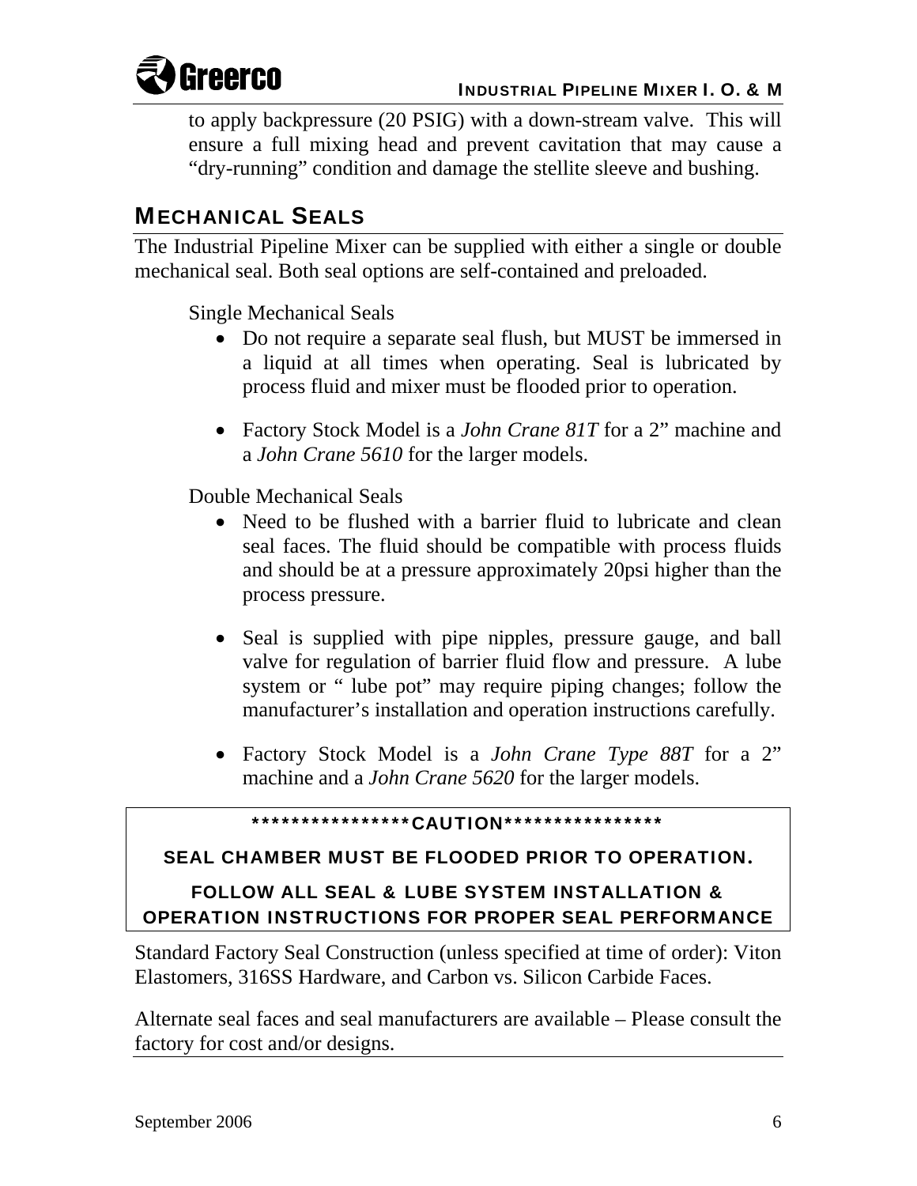to apply backpressure (20 PSIG) with a down-stream valve. This will ensure a full mixing head and prevent cavitation that may cause a "dry-running" condition and damage the stellite sleeve and bushing.

## MECHANICAL SEALS

The Industrial Pipeline Mixer can be supplied with either a single or double mechanical seal. Both seal options are self-contained and preloaded.

Single Mechanical Seals

- Do not require a separate seal flush, but MUST be immersed in a liquid at all times when operating. Seal is lubricated by process fluid and mixer must be flooded prior to operation.

- Factory Stock Model is a *John Crane 81T* for a 2" machine and a *John Crane 5610* for the larger models.

Double Mechanical Seals

- Need to be flushed with a barrier fluid to lubricate and clean seal faces. The fluid should be compatible with process fluids and should be at a pressure approximately 20psi higher than the process pressure.

- Seal is supplied with pipe nipples, pressure gauge, and ball valve for regulation of barrier fluid flow and pressure. A lube system or " lube pot" may require piping changes; follow the manufacturer's installation and operation instructions carefully.

- Factory Stock Model is a *John Crane Type 88T* for a 2" machine and a *John Crane 5620* for the larger models.

**\*\*\*\*\*\*\*\*\*\*\*\*\*\*\*\*CAUTION\*\*\*\*\*\*\*\*\*\*\*\*\*\*\*\***

**SEAL CHAMBER MUST BE FLOODED PRIOR TO OPERATION.**

**FOLLOW ALL SEAL & LUBE SYSTEM INSTALLATION & OPERATION INSTRUCTIONS FOR PROPER SEAL PERFORMANCE**

Standard Factory Seal Construction (unless specified at time of order): Viton Elastomers, 316SS Hardware, and Carbon vs. Silicon Carbide Faces.

Alternate seal faces and seal manufacturers are available – Please consult the factory for cost and/or designs.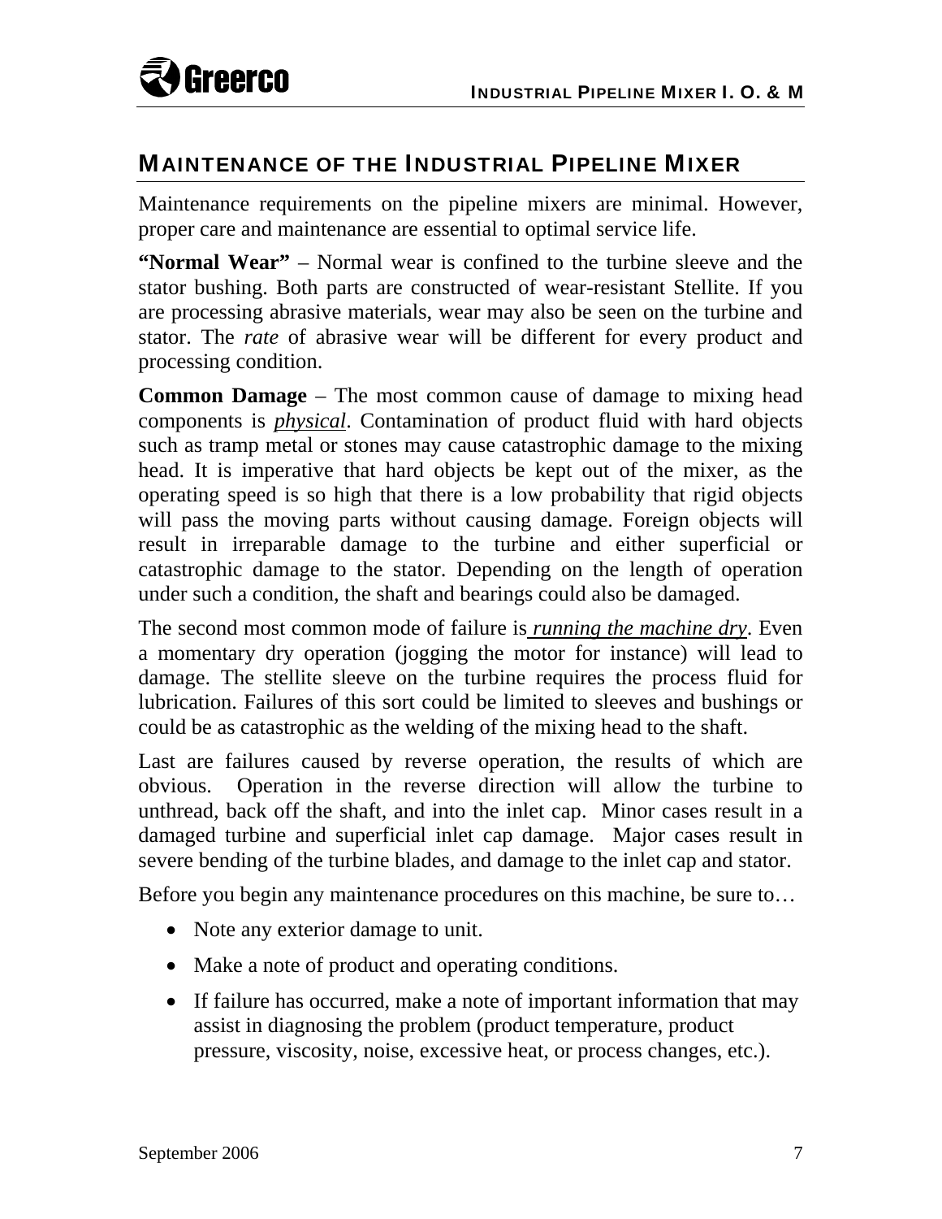## MAINTENANCE OF THE INDUSTRIAL PIPELINE MIXER

Maintenance requirements on the pipeline mixers are minimal. However, proper care and maintenance are essential to optimal service life.

**"Normal Wear"** – Normal wear is confined to the turbine sleeve and the stator bushing. Both parts are constructed of wear-resistant Stellite. If you are processing abrasive materials, wear may also be seen on the turbine and stator. The *rate* of abrasive wear will be different for every product and processing condition.

**Common Damage** – The most common cause of damage to mixing head components is ***physical***. Contamination of product fluid with hard objects such as tramp metal or stones may cause catastrophic damage to the mixing head. It is imperative that hard objects be kept out of the mixer, as the operating speed is so high that there is a low probability that rigid objects will pass the moving parts without causing damage. Foreign objects will result in irreparable damage to the turbine and either superficial or catastrophic damage to the stator. Depending on the length of operation under such a condition, the shaft and bearings could also be damaged.

The second most common mode of failure is *running the machine dry*. Even a momentary dry operation (jogging the motor for instance) will lead to damage. The stellite sleeve on the turbine requires the process fluid for lubrication. Failures of this sort could be limited to sleeves and bushings or could be as catastrophic as the welding of the mixing head to the shaft.

Last are failures caused by reverse operation, the results of which are obvious. Operation in the reverse direction will allow the turbine to unthread, back off the shaft, and into the inlet cap. Minor cases result in a damaged turbine and superficial inlet cap damage. Major cases result in severe bending of the turbine blades, and damage to the inlet cap and stator.

Before you begin any maintenance procedures on this machine, be sure to…

- Note any exterior damage to unit.
- Make a note of product and operating conditions.
- If failure has occurred, make a note of important information that may assist in diagnosing the problem (product temperature, product pressure, viscosity, noise, excessive heat, or process changes, etc.).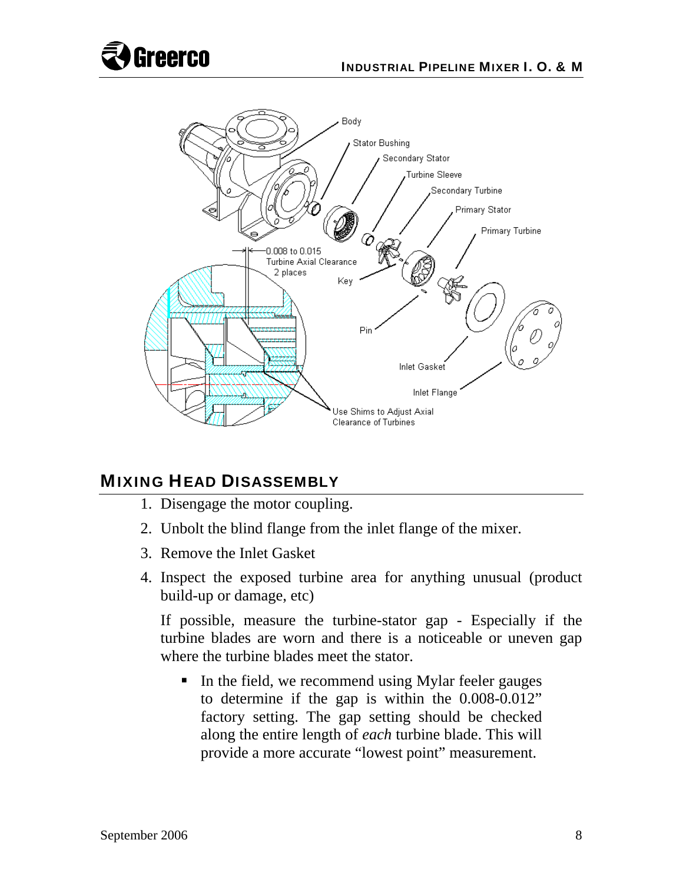## MIXING HEAD DISASSEMBLY

1. Disengage the motor coupling.
2. Unbolt the blind flange from the inlet flange of the mixer.
3. Remove the Inlet Gasket
4. Inspect the exposed turbine area for anything unusual (product build-up or damage, etc)

   If possible, measure the turbine-stator gap - Especially if the turbine blades are worn and there is a noticeable or uneven gap where the turbine blades meet the stator.

   - In the field, we recommend using Mylar feeler gauges to determine if the gap is within the 0.008-0.012" factory setting. The gap setting should be checked along the entire length of *each* turbine blade. This will provide a more accurate "lowest point" measurement.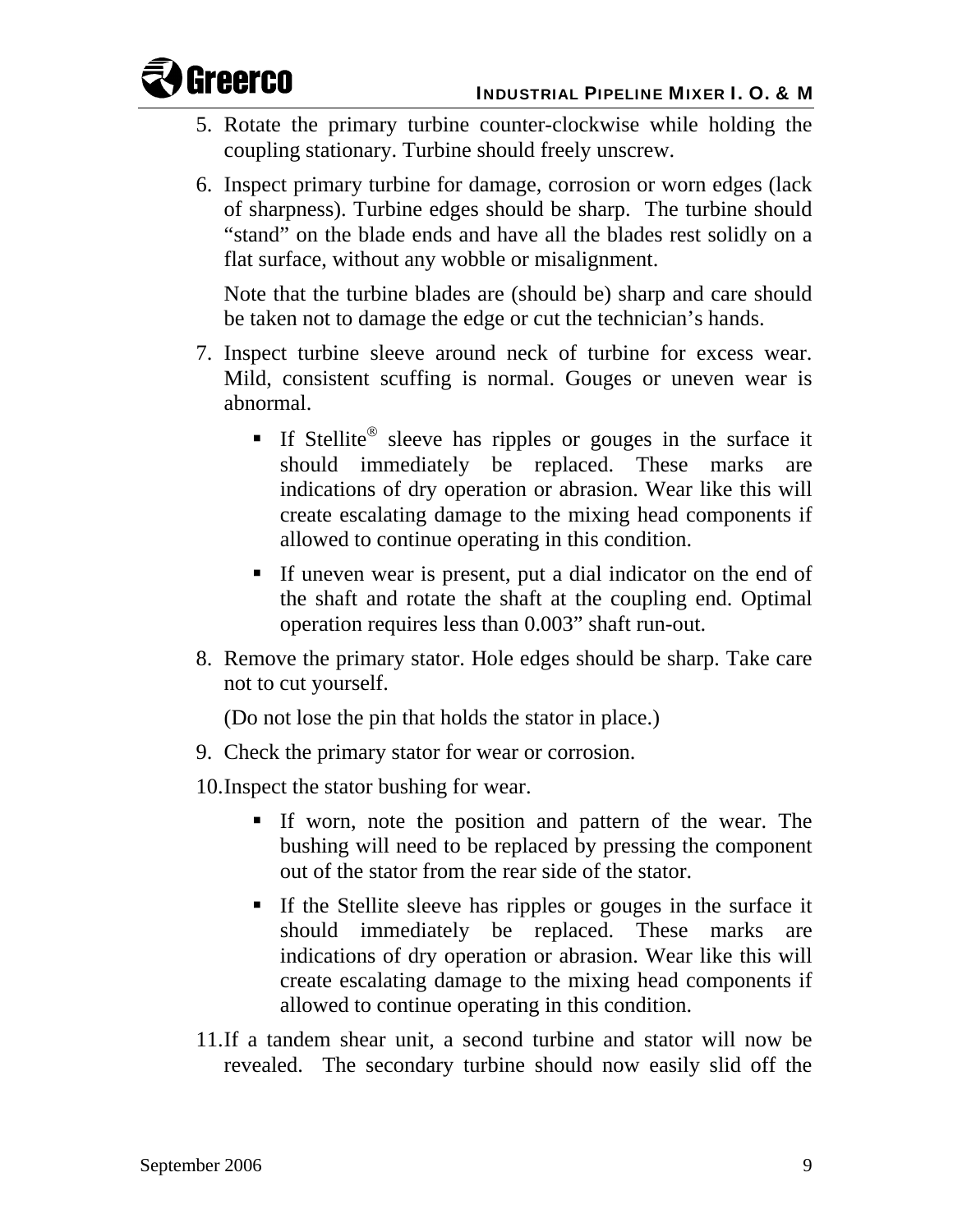5. Rotate the primary turbine counter-clockwise while holding the coupling stationary. Turbine should freely unscrew.
6. Inspect primary turbine for damage, corrosion or worn edges (lack of sharpness). Turbine edges should be sharp. The turbine should "stand" on the blade ends and have all the blades rest solidly on a flat surface, without any wobble or misalignment.

   Note that the turbine blades are (should be) sharp and care should be taken not to damage the edge or cut the technician's hands.
7. Inspect turbine sleeve around neck of turbine for excess wear. Mild, consistent scuffing is normal. Gouges or uneven wear is abnormal.
   - If Stellite® sleeve has ripples or gouges in the surface it should immediately be replaced. These marks are indications of dry operation or abrasion. Wear like this will create escalating damage to the mixing head components if allowed to continue operating in this condition.
   - If uneven wear is present, put a dial indicator on the end of the shaft and rotate the shaft at the coupling end. Optimal operation requires less than 0.003" shaft run-out.
8. Remove the primary stator. Hole edges should be sharp. Take care not to cut yourself.

   (Do not lose the pin that holds the stator in place.)
9. Check the primary stator for wear or corrosion.
10. Inspect the stator bushing for wear.
    - If worn, note the position and pattern of the wear. The bushing will need to be replaced by pressing the component out of the stator from the rear side of the stator.
    - If the Stellite sleeve has ripples or gouges in the surface it should immediately be replaced. These marks are indications of dry operation or abrasion. Wear like this will create escalating damage to the mixing head components if allowed to continue operating in this condition.
11. If a tandem shear unit, a second turbine and stator will now be revealed. The secondary turbine should now easily slid off the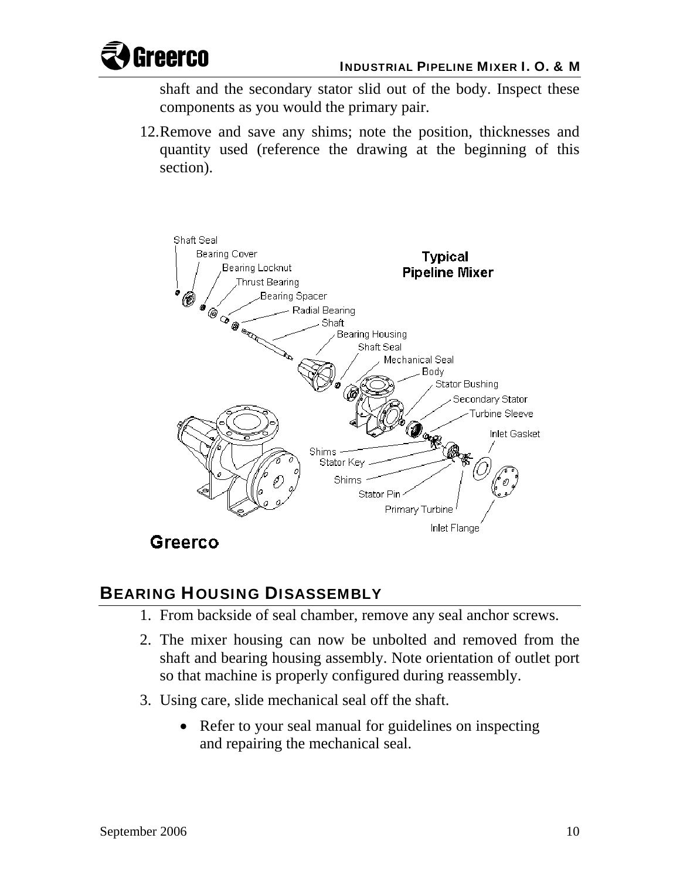shaft and the secondary stator slid out of the body. Inspect these components as you would the primary pair.

12. Remove and save any shims; note the position, thicknesses and quantity used (reference the drawing at the beginning of this section).

## BEARING HOUSING DISASSEMBLY

1. From backside of seal chamber, remove any seal anchor screws.
2. The mixer housing can now be unbolted and removed from the shaft and bearing housing assembly. Note orientation of outlet port so that machine is properly configured during reassembly.
3. Using care, slide mechanical seal off the shaft.
   - Refer to your seal manual for guidelines on inspecting and repairing the mechanical seal.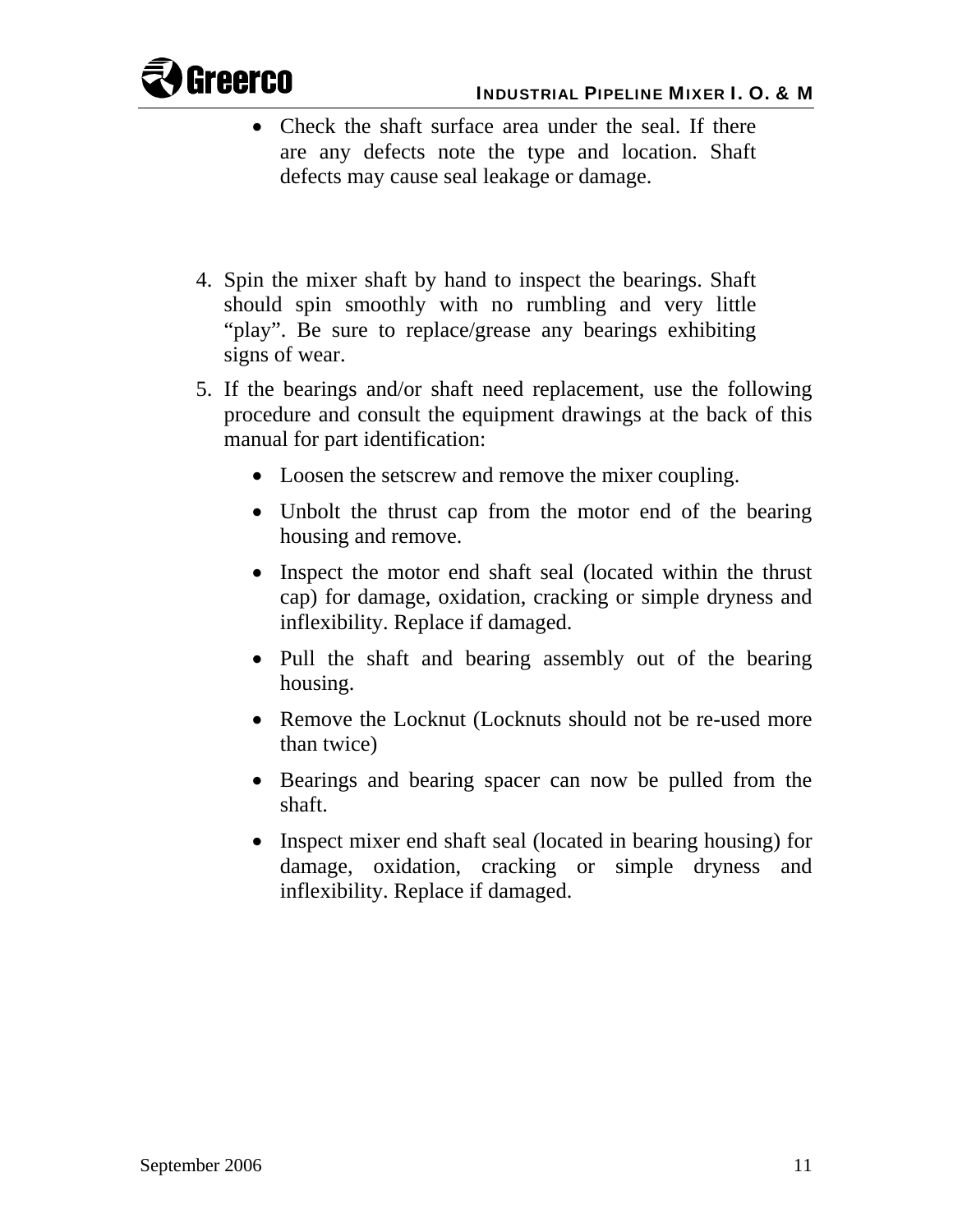- Check the shaft surface area under the seal. If there are any defects note the type and location. Shaft defects may cause seal leakage or damage.

4. Spin the mixer shaft by hand to inspect the bearings. Shaft should spin smoothly with no rumbling and very little "play". Be sure to replace/grease any bearings exhibiting signs of wear.
5. If the bearings and/or shaft need replacement, use the following procedure and consult the equipment drawings at the back of this manual for part identification:
   - Loosen the setscrew and remove the mixer coupling.
   - Unbolt the thrust cap from the motor end of the bearing housing and remove.
   - Inspect the motor end shaft seal (located within the thrust cap) for damage, oxidation, cracking or simple dryness and inflexibility. Replace if damaged.
   - Pull the shaft and bearing assembly out of the bearing housing.
   - Remove the Locknut (Locknuts should not be re-used more than twice)
   - Bearings and bearing spacer can now be pulled from the shaft.
   - Inspect mixer end shaft seal (located in bearing housing) for damage, oxidation, cracking or simple dryness and inflexibility. Replace if damaged.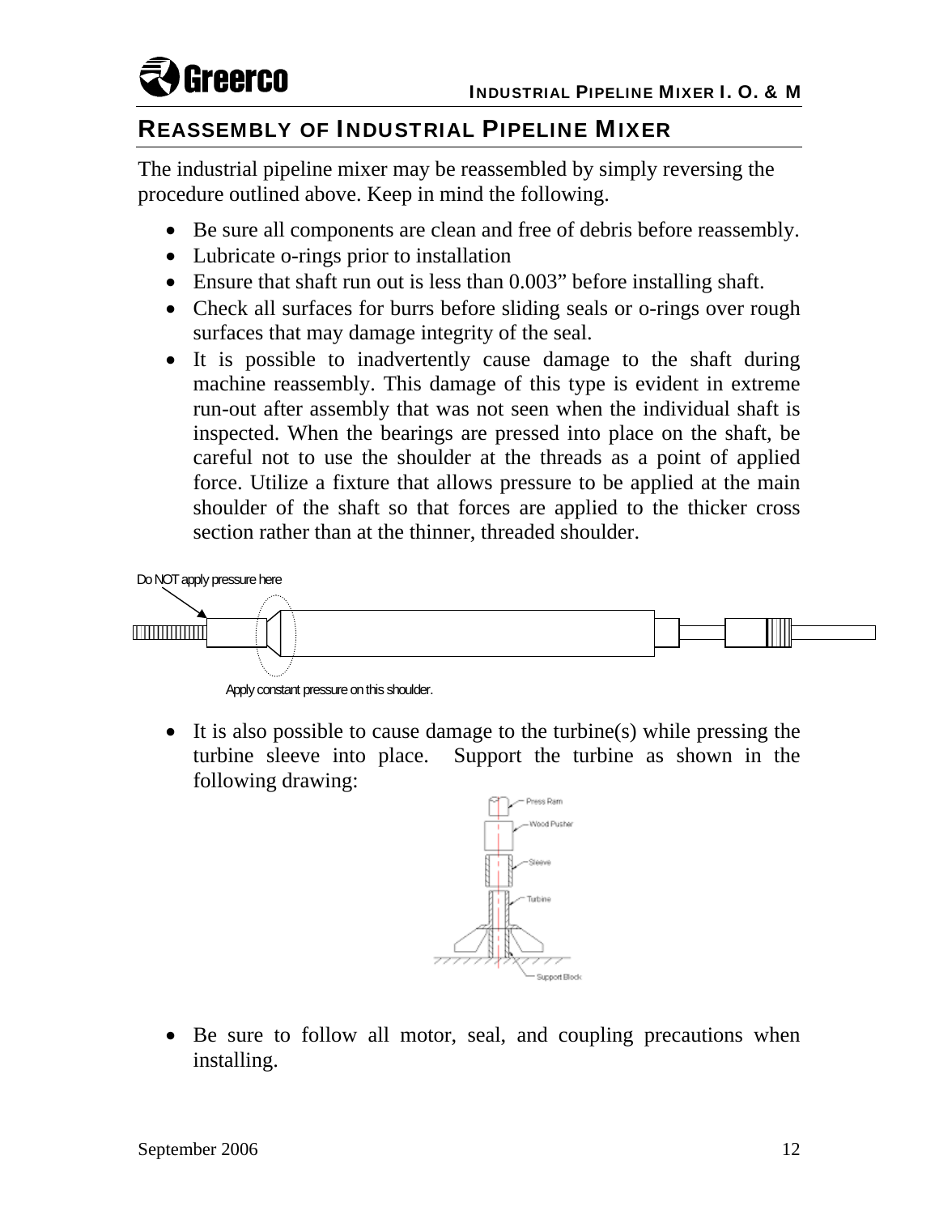## REASSEMBLY OF INDUSTRIAL PIPELINE MIXER

The industrial pipeline mixer may be reassembled by simply reversing the procedure outlined above. Keep in mind the following.

- Be sure all components are clean and free of debris before reassembly.
- Lubricate o-rings prior to installation
- Ensure that shaft run out is less than 0.003" before installing shaft.
- Check all surfaces for burrs before sliding seals or o-rings over rough surfaces that may damage integrity of the seal.
- It is possible to inadvertently cause damage to the shaft during machine reassembly. This damage of this type is evident in extreme run-out after assembly that was not seen when the individual shaft is inspected. When the bearings are pressed into place on the shaft, be careful not to use the shoulder at the threads as a point of applied force. Utilize a fixture that allows pressure to be applied at the main shoulder of the shaft so that forces are applied to the thicker cross section rather than at the thinner, threaded shoulder.

Do NOT apply pressure here

Apply constant pressure on this shoulder.

- It is also possible to cause damage to the turbine(s) while pressing the turbine sleeve into place. Support the turbine as shown in the following drawing:

Press Ram

Wood Pusher

Sleeve

Turbine

Support Block

- Be sure to follow all motor, seal, and coupling precautions when installing.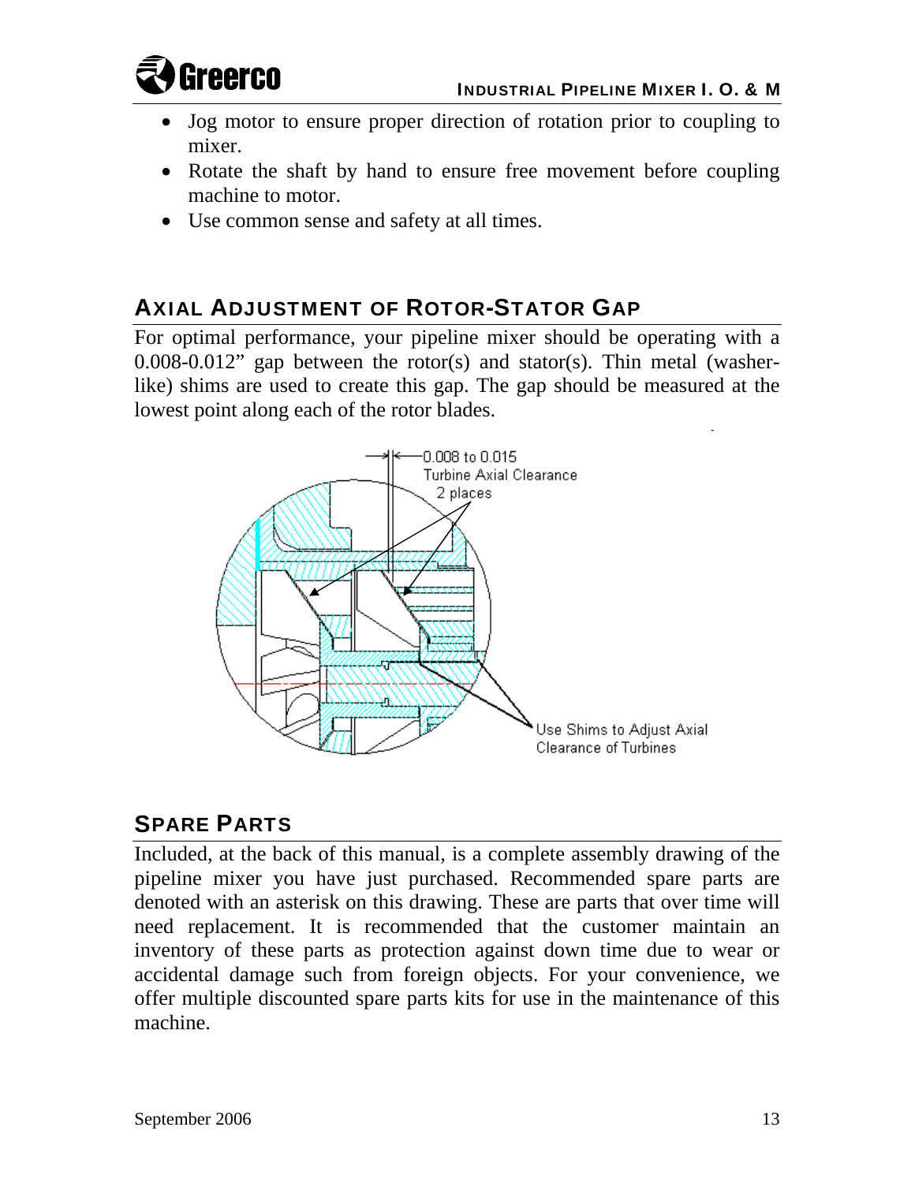- Jog motor to ensure proper direction of rotation prior to coupling to mixer.
- Rotate the shaft by hand to ensure free movement before coupling machine to motor.
- Use common sense and safety at all times.

## AXIAL ADJUSTMENT OF ROTOR-STATOR GAP

For optimal performance, your pipeline mixer should be operating with a 0.008-0.012" gap between the rotor(s) and stator(s). Thin metal (washer-like) shims are used to create this gap. The gap should be measured at the lowest point along each of the rotor blades.

0.008 to 0.015 Turbine Axial Clearance 2 places

Use Shims to Adjust Axial Clearance of Turbines

## SPARE PARTS

Included, at the back of this manual, is a complete assembly drawing of the pipeline mixer you have just purchased. Recommended spare parts are denoted with an asterisk on this drawing. These are parts that over time will need replacement. It is recommended that the customer maintain an inventory of these parts as protection against down time due to wear or accidental damage such from foreign objects. For your convenience, we offer multiple discounted spare parts kits for use in the maintenance of this machine.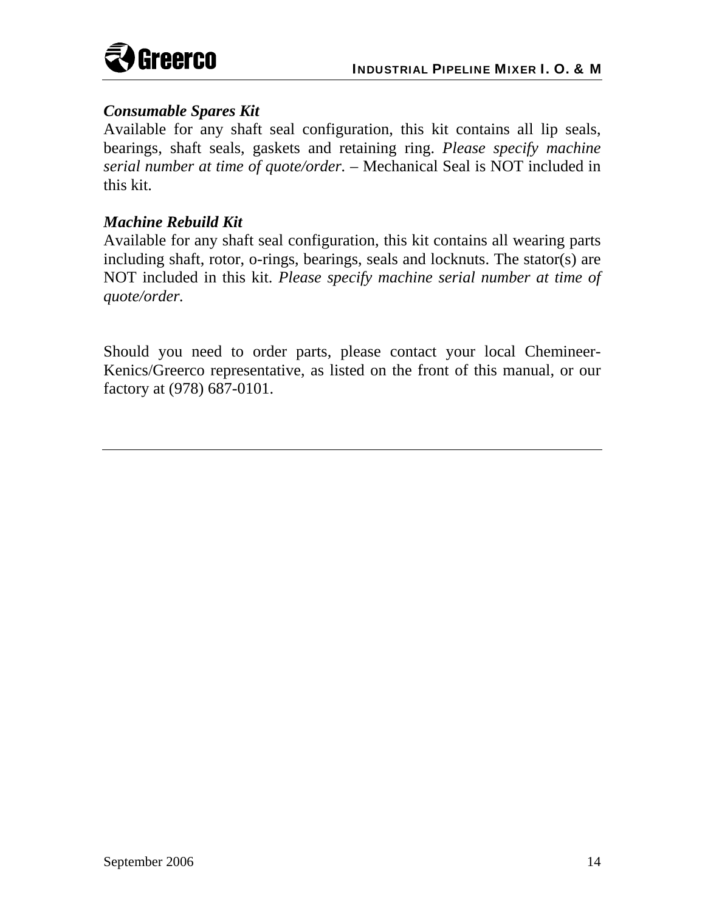***Consumable Spares Kit***

Available for any shaft seal configuration, this kit contains all lip seals, bearings, shaft seals, gaskets and retaining ring. *Please specify machine serial number at time of quote/order.* – Mechanical Seal is NOT included in this kit.

***Machine Rebuild Kit***

Available for any shaft seal configuration, this kit contains all wearing parts including shaft, rotor, o-rings, bearings, seals and locknuts. The stator(s) are NOT included in this kit. *Please specify machine serial number at time of quote/order.*

Should you need to order parts, please contact your local Chemineer-Kenics/Greerco representative, as listed on the front of this manual, or our factory at (978) 687-0101.